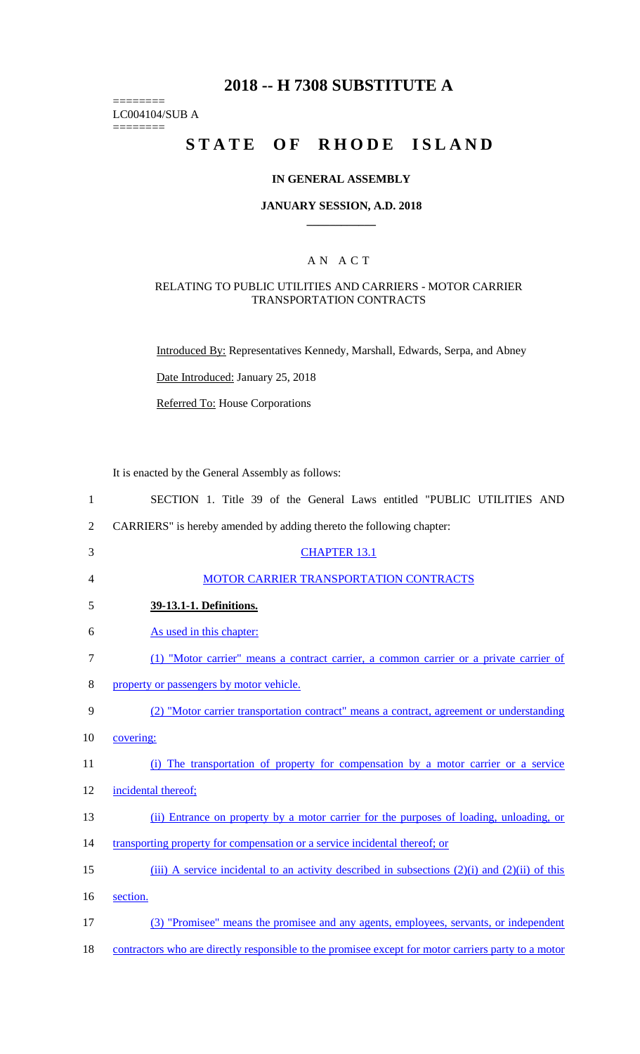# 2018 -- H 7308 SUBSTITUTE A

========
LC004104/SUB A
========

# STATE OF RHODE ISLAND

## IN GENERAL ASSEMBLY

### JANUARY SESSION, A.D. 2018

## A N A C T

### RELATING TO PUBLIC UTILITIES AND CARRIERS - MOTOR CARRIER TRANSPORTATION CONTRACTS

Introduced By: Representatives Kennedy, Marshall, Edwards, Serpa, and Abney

Date Introduced: January 25, 2018

Referred To: House Corporations

It is enacted by the General Assembly as follows:

1 SECTION 1. Title 39 of the General Laws entitled "PUBLIC UTILITIES AND
2 CARRIERS" is hereby amended by adding thereto the following chapter:

3 CHAPTER 13.1

4 MOTOR CARRIER TRANSPORTATION CONTRACTS

5 **39-13.1-1. Definitions.**

6 As used in this chapter:

7 (1) "Motor carrier" means a contract carrier, a common carrier or a private carrier of
8 property or passengers by motor vehicle.

9 (2) "Motor carrier transportation contract" means a contract, agreement or understanding
10 covering:

11 (i) The transportation of property for compensation by a motor carrier or a service
12 incidental thereof;

13 (ii) Entrance on property by a motor carrier for the purposes of loading, unloading, or
14 transporting property for compensation or a service incidental thereof; or

15 (iii) A service incidental to an activity described in subsections (2)(i) and (2)(ii) of this
16 section.

17 (3) "Promisee" means the promisee and any agents, employees, servants, or independent
18 contractors who are directly responsible to the promisee except for motor carriers party to a motor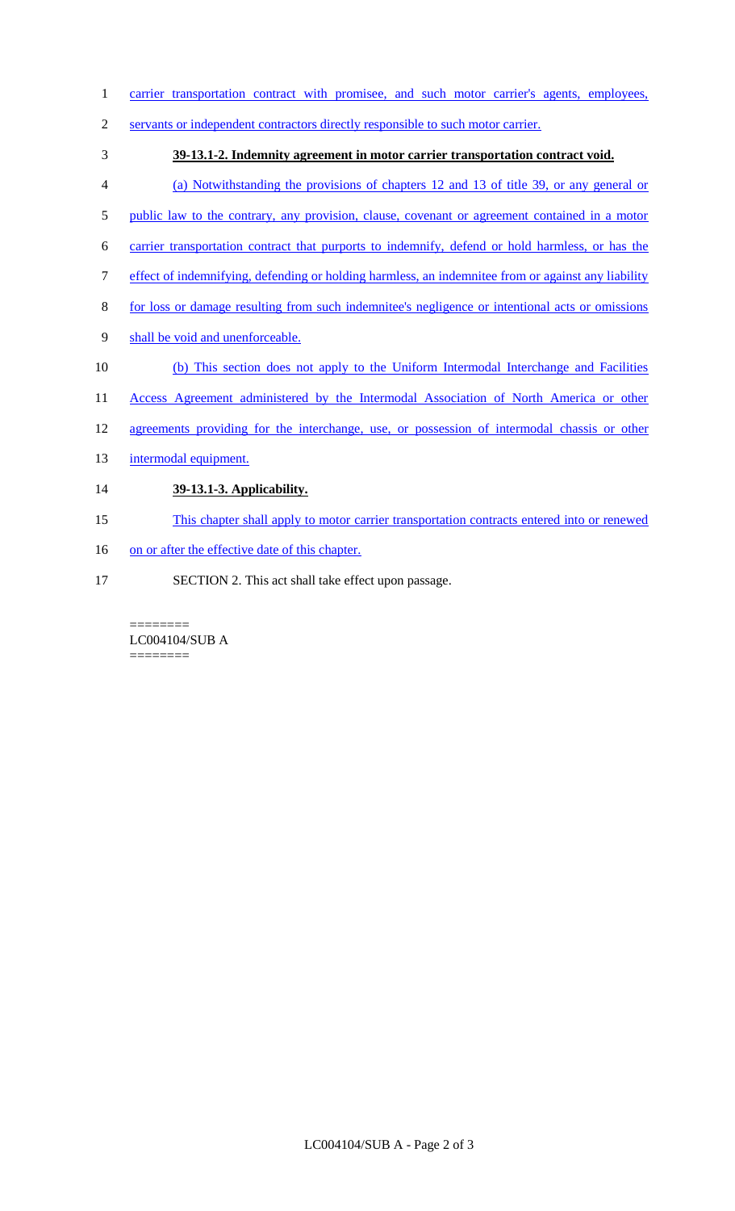carrier transportation contract with promisee, and such motor carrier's agents, employees, servants or independent contractors directly responsible to such motor carrier.

**39-13.1-2. Indemnity agreement in motor carrier transportation contract void.**

(a) Notwithstanding the provisions of chapters 12 and 13 of title 39, or any general or public law to the contrary, any provision, clause, covenant or agreement contained in a motor carrier transportation contract that purports to indemnify, defend or hold harmless, or has the effect of indemnifying, defending or holding harmless, an indemnitee from or against any liability for loss or damage resulting from such indemnitee's negligence or intentional acts or omissions shall be void and unenforceable.

(b) This section does not apply to the Uniform Intermodal Interchange and Facilities Access Agreement administered by the Intermodal Association of North America or other agreements providing for the interchange, use, or possession of intermodal chassis or other intermodal equipment.

**39-13.1-3. Applicability.**

This chapter shall apply to motor carrier transportation contracts entered into or renewed on or after the effective date of this chapter.

SECTION 2. This act shall take effect upon passage.

========
LC004104/SUB A
========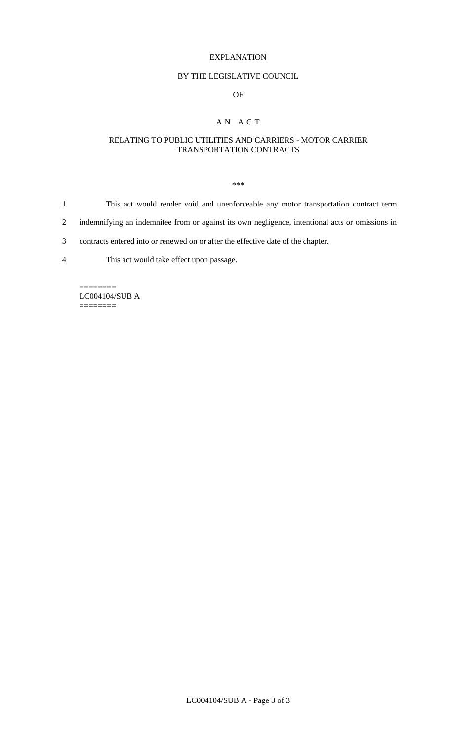EXPLANATION

BY THE LEGISLATIVE COUNCIL

OF

A N A C T

RELATING TO PUBLIC UTILITIES AND CARRIERS - MOTOR CARRIER TRANSPORTATION CONTRACTS

\*\*\*

1 This act would render void and unenforceable any motor transportation contract term
2 indemnifying an indemnitee from or against its own negligence, intentional acts or omissions in
3 contracts entered into or renewed on or after the effective date of the chapter.
4 This act would take effect upon passage.

========
LC004104/SUB A
========